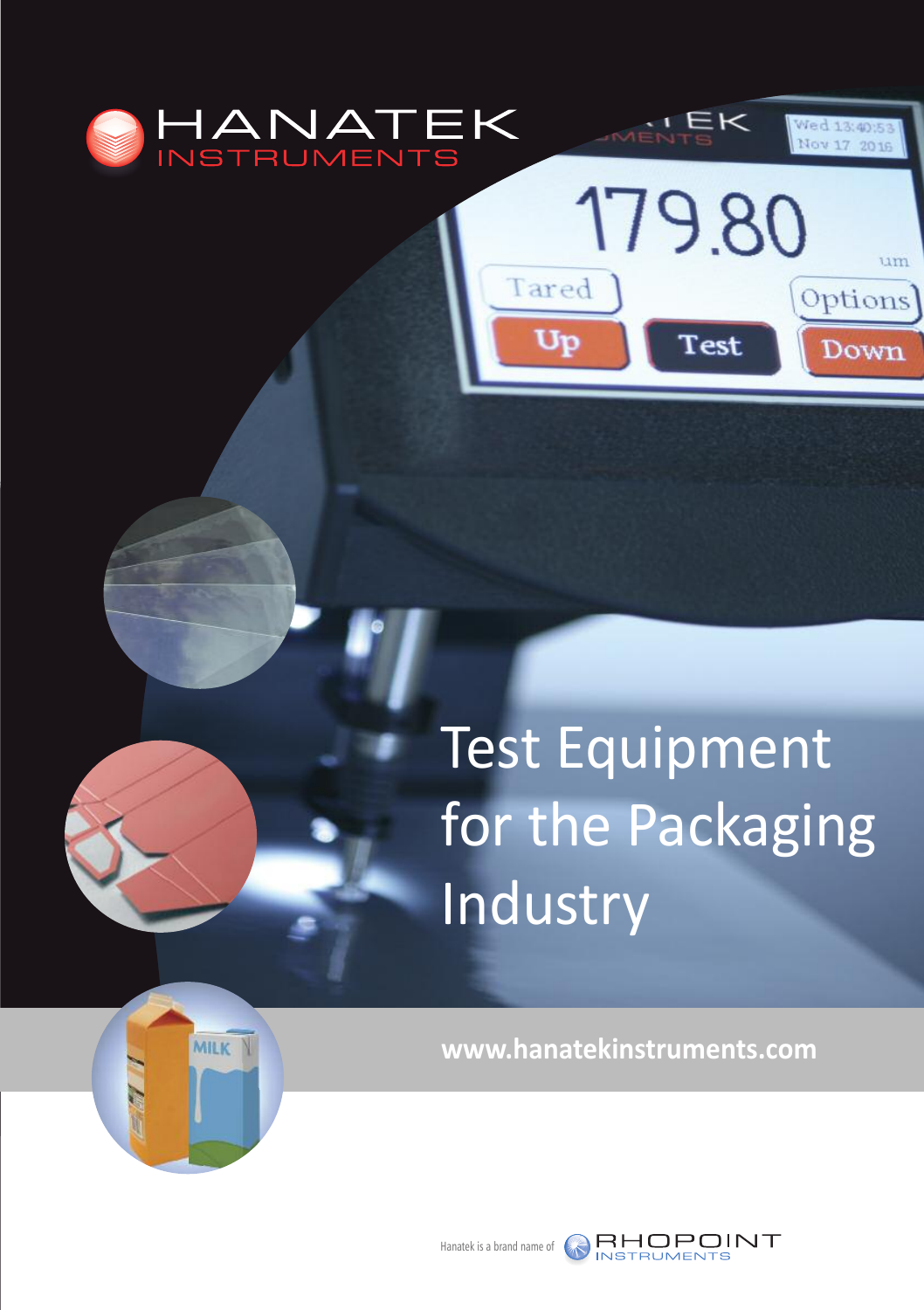HANATEK
INSTRUMENTS

# Test Equipment for the Packaging Industry

www.hanatekinstruments.com

Hanatek is a brand name of RHOPOINT INSTRUMENTS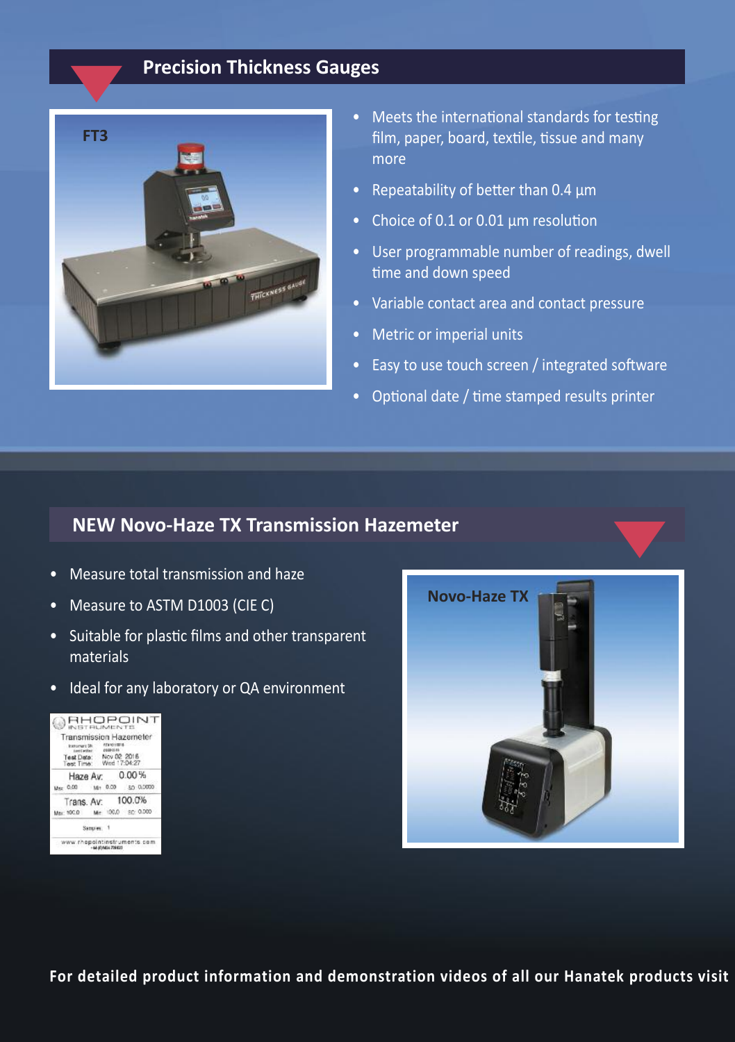## Precision Thickness Gauges

FT3

- Meets the international standards for testing film, paper, board, textile, tissue and many more
- Repeatability of better than 0.4 µm
- Choice of 0.1 or 0.01 µm resolution
- User programmable number of readings, dwell time and down speed
- Variable contact area and contact pressure
- Metric or imperial units
- Easy to use touch screen / integrated software
- Optional date / time stamped results printer

## NEW Novo-Haze TX Transmission Hazemeter

- Measure total transmission and haze
- Measure to ASTM D1003 (CIE C)
- Suitable for plastic films and other transparent materials
- Ideal for any laboratory or QA environment

Novo-Haze TX

**For detailed product information and demonstration videos of all our Hanatek products visit**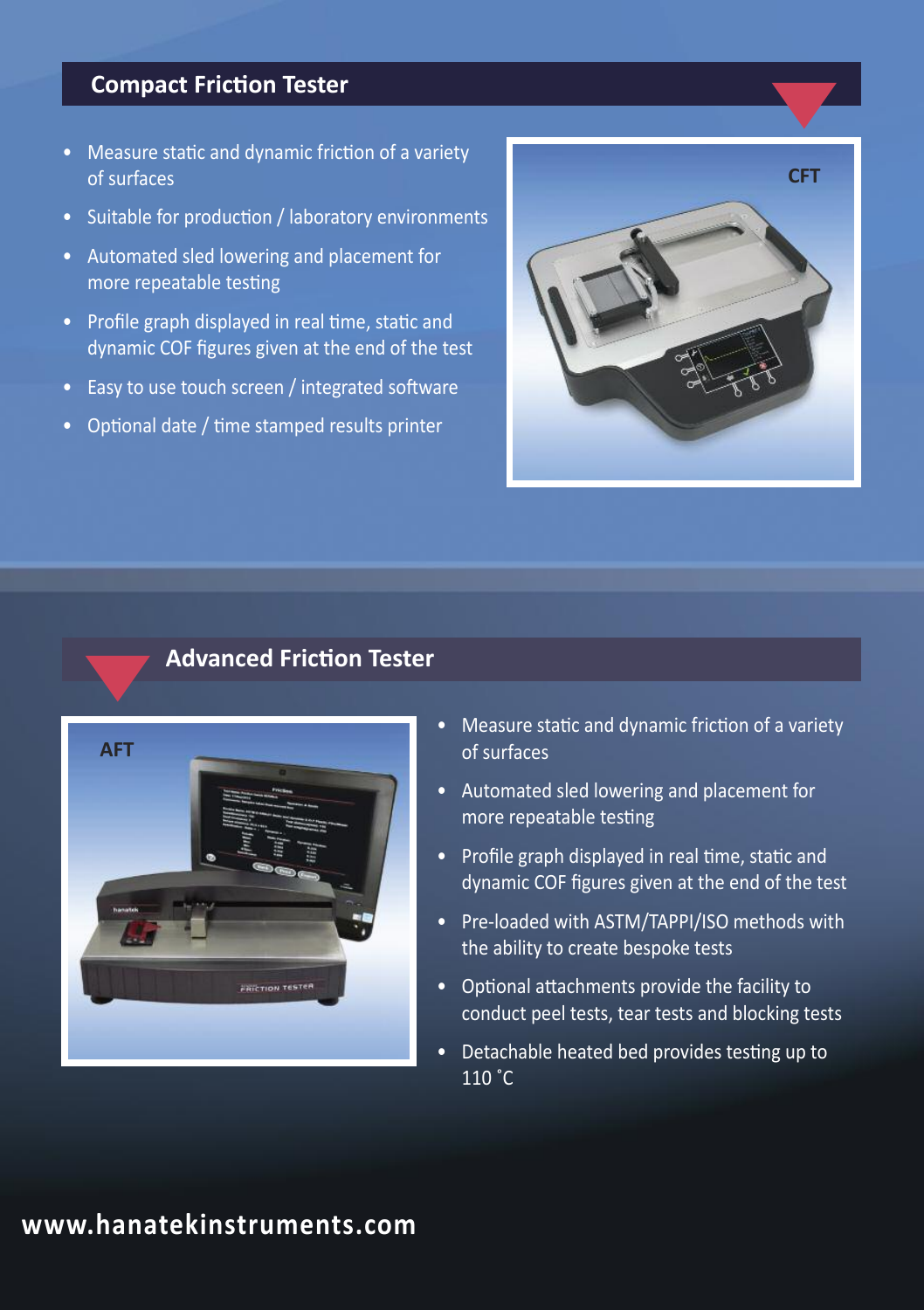## Compact Friction Tester

- Measure static and dynamic friction of a variety of surfaces
- Suitable for production / laboratory environments
- Automated sled lowering and placement for more repeatable testing
- Profile graph displayed in real time, static and dynamic COF figures given at the end of the test
- Easy to use touch screen / integrated software
- Optional date / time stamped results printer

CFT

## Advanced Friction Tester

AFT

- Measure static and dynamic friction of a variety of surfaces
- Automated sled lowering and placement for more repeatable testing
- Profile graph displayed in real time, static and dynamic COF figures given at the end of the test
- Pre-loaded with ASTM/TAPPI/ISO methods with the ability to create bespoke tests
- Optional attachments provide the facility to conduct peel tests, tear tests and blocking tests
- Detachable heated bed provides testing up to 110 ˚C

**www.hanatekinstruments.com**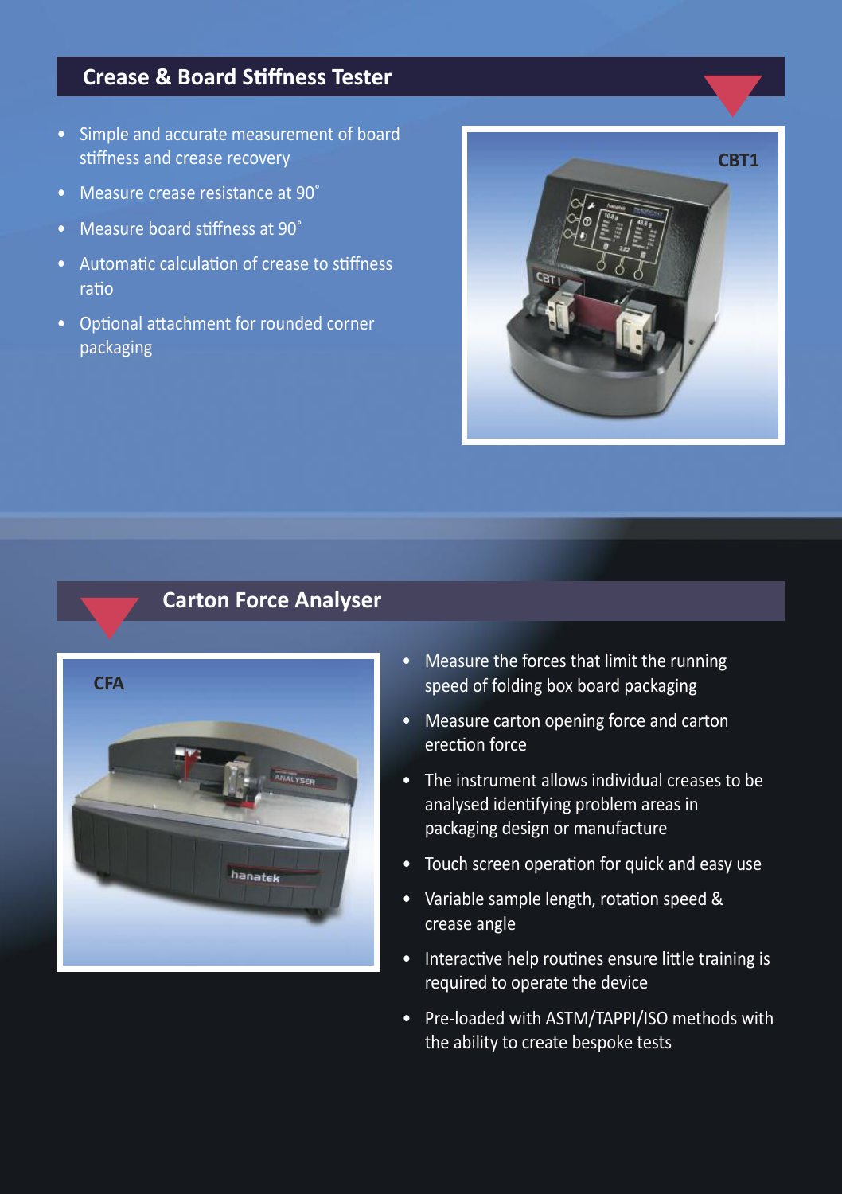## Crease & Board Stiffness Tester

- Simple and accurate measurement of board stiffness and crease recovery
- Measure crease resistance at 90˚
- Measure board stiffness at 90˚
- Automatic calculation of crease to stiffness ratio
- Optional attachment for rounded corner packaging

CBT1

## Carton Force Analyser

CFA

- Measure the forces that limit the running speed of folding box board packaging
- Measure carton opening force and carton erection force
- The instrument allows individual creases to be analysed identifying problem areas in packaging design or manufacture
- Touch screen operation for quick and easy use
- Variable sample length, rotation speed & crease angle
- Interactive help routines ensure little training is required to operate the device
- Pre-loaded with ASTM/TAPPI/ISO methods with the ability to create bespoke tests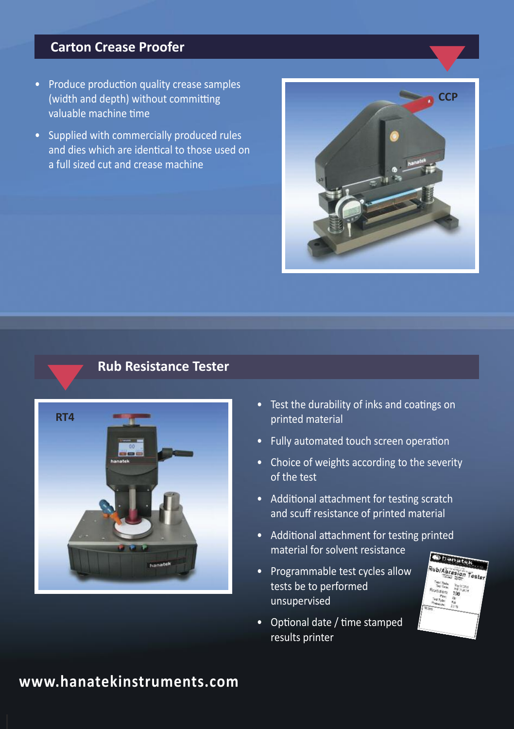## Carton Crease Proofer

- Produce production quality crease samples (width and depth) without committing valuable machine time
- Supplied with commercially produced rules and dies which are identical to those used on a full sized cut and crease machine

CCP

## Rub Resistance Tester

RT4

- Test the durability of inks and coatings on printed material
- Fully automated touch screen operation
- Choice of weights according to the severity of the test
- Additional attachment for testing scratch and scuff resistance of printed material
- Additional attachment for testing printed material for solvent resistance
- Programmable test cycles allow tests be to performed unsupervised
- Optional date / time stamped results printer

**www.hanatekinstruments.com**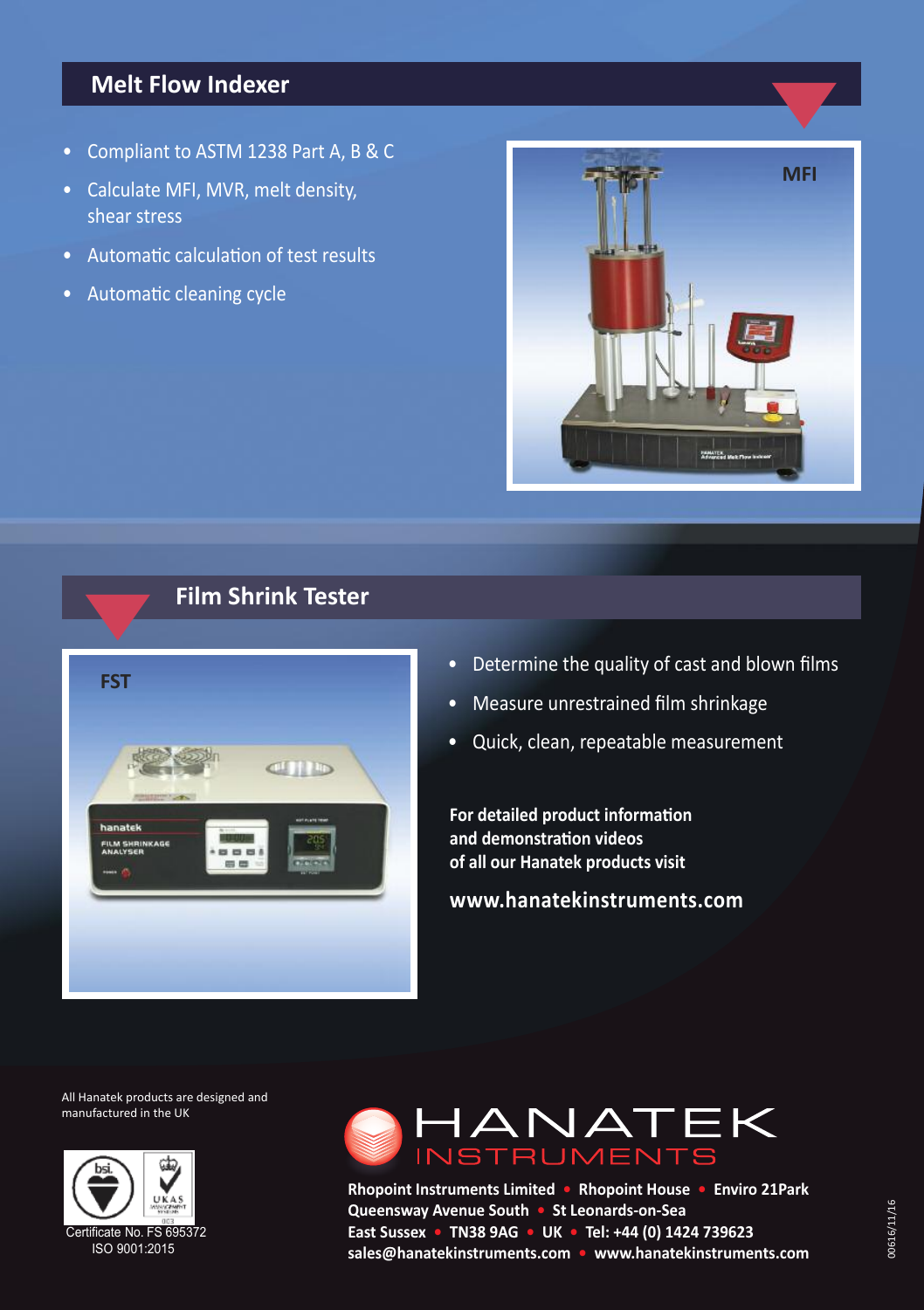## Melt Flow Indexer

- Compliant to ASTM 1238 Part A, B & C
- Calculate MFI, MVR, melt density, shear stress
- Automatic calculation of test results
- Automatic cleaning cycle

MFI

## Film Shrink Tester

FST

- Determine the quality of cast and blown films
- Measure unrestrained film shrinkage
- Quick, clean, repeatable measurement

**For detailed product information and demonstration videos of all our Hanatek products visit**

**www.hanatekinstruments.com**

All Hanatek products are designed and manufactured in the UK

Certificate No. FS 695372
ISO 9001:2015

HANATEK INSTRUMENTS

**Rhopoint Instruments Limited • Rhopoint House • Enviro 21Park Queensway Avenue South • St Leonards-on-Sea East Sussex • TN38 9AG • UK • Tel: +44 (0) 1424 739623 sales@hanatekinstruments.com • www.hanatekinstruments.com**

00616/11/16